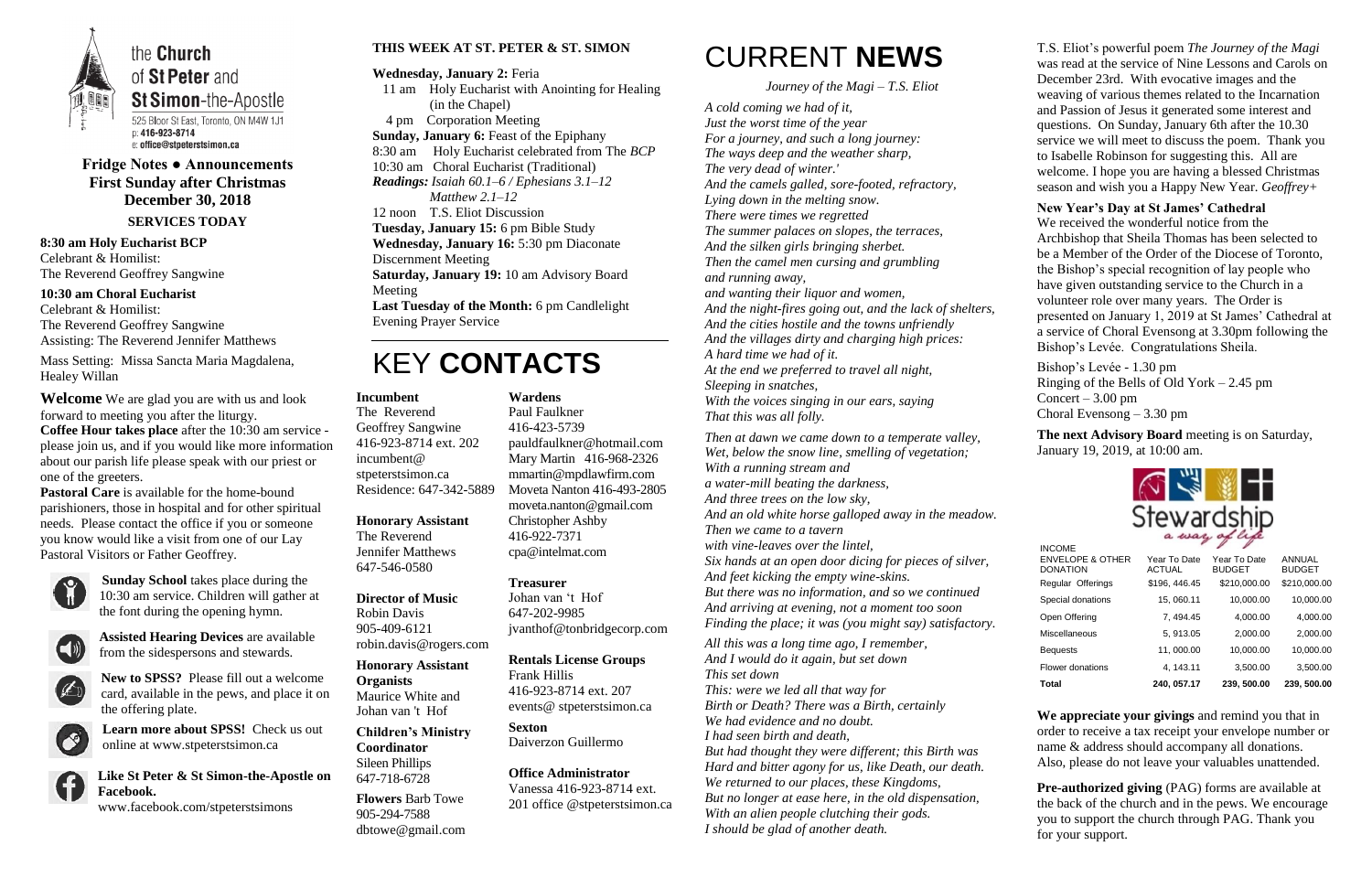the **Church** of **St Peter** and **St Simon**-the-Apostle

525 Bloor St East, Toronto, ON M4W 1J1
p: 416-923-8714
e: office@stpeterstsimon.ca

## Fridge Notes ● Announcements
## First Sunday after Christmas
## December 30, 2018

### SERVICES TODAY

**8:30 am Holy Eucharist BCP**
Celebrant & Homilist:
The Reverend Geoffrey Sangwine

**10:30 am Choral Eucharist**
Celebrant & Homilist:
The Reverend Geoffrey Sangwine
Assisting: The Reverend Jennifer Matthews

Mass Setting: Missa Sancta Maria Magdalena, Healey Willan

**Welcome** We are glad you are with us and look forward to meeting you after the liturgy.

**Coffee Hour takes place** after the 10:30 am service - please join us, and if you would like more information about our parish life please speak with our priest or one of the greeters.

**Pastoral Care** is available for the home-bound parishioners, those in hospital and for other spiritual needs. Please contact the office if you or someone you know would like a visit from one of our Lay Pastoral Visitors or Father Geoffrey.

**Sunday School** takes place during the 10:30 am service. Children will gather at the font during the opening hymn.

**Assisted Hearing Devices** are available from the sidespersons and stewards.

**New to SPSS?** Please fill out a welcome card, available in the pews, and place it on the offering plate.

**Learn more about SPSS!** Check us out online at www.stpeterstsimon.ca

**Like St Peter & St Simon-the-Apostle on Facebook.**
www.facebook.com/stpeterstsimons

### THIS WEEK AT ST. PETER & ST. SIMON

**Wednesday, January 2:** Feria
11 am Holy Eucharist with Anointing for Healing (in the Chapel)
4 pm Corporation Meeting

**Sunday, January 6:** Feast of the Epiphany
8:30 am Holy Eucharist celebrated from The *BCP*
10:30 am Choral Eucharist (Traditional)
*Readings: Isaiah 60.1–6 / Ephesians 3.1–12 Matthew 2.1–12*
12 noon T.S. Eliot Discussion

**Tuesday, January 15:** 6 pm Bible Study

**Wednesday, January 16:** 5:30 pm Diaconate Discernment Meeting

**Saturday, January 19:** 10 am Advisory Board Meeting

**Last Tuesday of the Month:** 6 pm Candlelight Evening Prayer Service

# KEY **CONTACTS**

**Incumbent**
The Reverend Geoffrey Sangwine
416-923-8714 ext. 202
incumbent@stpeterstsimon.ca
Residence: 647-342-5889

**Honorary Assistant**
The Reverend Jennifer Matthews
647-546-0580

**Director of Music**
Robin Davis
905-409-6121
robin.davis@rogers.com

**Honorary Assistant Organists**
Maurice White and Johan van 't Hof

**Children's Ministry Coordinator**
Sileen Phillips
647-718-6728

**Flowers** Barb Towe
905-294-7588
dbtowe@gmail.com

**Wardens**
Paul Faulkner
416-423-5739
pauldfaulkner@hotmail.com
Mary Martin 416-968-2326
mmartin@mpdlawfirm.com
Moveta Nanton 416-493-2805
moveta.nanton@gmail.com
Christopher Ashby
416-922-7371
cpa@intelmat.com

**Treasurer**
Johan van 't Hof
647-202-9985
jvanthof@tonbridgecorp.com

**Rentals License Groups**
Frank Hillis
416-923-8714 ext. 207
events@ stpeterstsimon.ca

**Sexton**
Daiverzon Guillermo

**Office Administrator**
Vanessa 416-923-8714 ext. 201 office @stpeterstsimon.ca

# CURRENT **NEWS**

*Journey of the Magi – T.S. Eliot*

*A cold coming we had of it,*
*Just the worst time of the year*
*For a journey, and such a long journey:*
*The ways deep and the weather sharp,*
*The very dead of winter.'*
*And the camels galled, sore-footed, refractory,*
*Lying down in the melting snow.*
*There were times we regretted*
*The summer palaces on slopes, the terraces,*
*And the silken girls bringing sherbet.*
*Then the camel men cursing and grumbling*
*and running away,*
*and wanting their liquor and women,*
*And the night-fires going out, and the lack of shelters,*
*And the cities hostile and the towns unfriendly*
*And the villages dirty and charging high prices:*
*A hard time we had of it.*
*At the end we preferred to travel all night,*
*Sleeping in snatches,*
*With the voices singing in our ears, saying*
*That this was all folly.*

*Then at dawn we came down to a temperate valley,*
*Wet, below the snow line, smelling of vegetation;*
*With a running stream and*
*a water-mill beating the darkness,*
*And three trees on the low sky,*
*And an old white horse galloped away in the meadow.*
*Then we came to a tavern*
*with vine-leaves over the lintel,*
*Six hands at an open door dicing for pieces of silver,*
*And feet kicking the empty wine-skins.*
*But there was no information, and so we continued*
*And arriving at evening, not a moment too soon*
*Finding the place; it was (you might say) satisfactory.*

*All this was a long time ago, I remember,*
*And I would do it again, but set down*
*This set down*
*This: were we led all that way for*
*Birth or Death? There was a Birth, certainly*
*We had evidence and no doubt.*
*I had seen birth and death,*
*But had thought they were different; this Birth was*
*Hard and bitter agony for us, like Death, our death.*
*We returned to our places, these Kingdoms,*
*But no longer at ease here, in the old dispensation,*
*With an alien people clutching their gods.*
*I should be glad of another death.*

T.S. Eliot's powerful poem *The Journey of the Magi* was read at the service of Nine Lessons and Carols on December 23rd. With evocative images and the weaving of various themes related to the Incarnation and Passion of Jesus it generated some interest and questions. On Sunday, January 6th after the 10.30 service we will meet to discuss the poem. Thank you to Isabelle Robinson for suggesting this. All are welcome. I hope you are having a blessed Christmas season and wish you a Happy New Year. *Geoffrey+*

**New Year's Day at St James' Cathedral**
We received the wonderful notice from the Archbishop that Sheila Thomas has been selected to be a Member of the Order of the Diocese of Toronto, the Bishop's special recognition of lay people who have given outstanding service to the Church in a volunteer role over many years. The Order is presented on January 1, 2019 at St James' Cathedral at a service of Choral Evensong at 3.30pm following the Bishop's Levée. Congratulations Sheila.

Bishop's Levée - 1.30 pm
Ringing of the Bells of Old York – 2.45 pm
Concert – 3.00 pm
Choral Evensong – 3.30 pm

**The next Advisory Board** meeting is on Saturday, January 19, 2019, at 10:00 am.

Stewardship *a way of life*

| INCOME ENVELOPE & OTHER DONATION | Year To Date ACTUAL | Year To Date BUDGET | ANNUAL BUDGET |
|---|---|---|---|
| Regular Offerings | $196, 446.45 | $210,000.00 | $210,000.00 |
| Special donations | 15, 060.11 | 10,000.00 | 10,000.00 |
| Open Offering | 7, 494.45 | 4,000.00 | 4,000.00 |
| Miscellaneous | 5, 913.05 | 2,000.00 | 2,000.00 |
| Bequests | 11, 000.00 | 10,000.00 | 10,000.00 |
| Flower donations | 4, 143.11 | 3,500.00 | 3,500.00 |
| **Total** | **240, 057.17** | **239, 500.00** | **239, 500.00** |

**We appreciate your givings** and remind you that in order to receive a tax receipt your envelope number or name & address should accompany all donations. Also, please do not leave your valuables unattended.

**Pre-authorized giving** (PAG) forms are available at the back of the church and in the pews. We encourage you to support the church through PAG. Thank you for your support.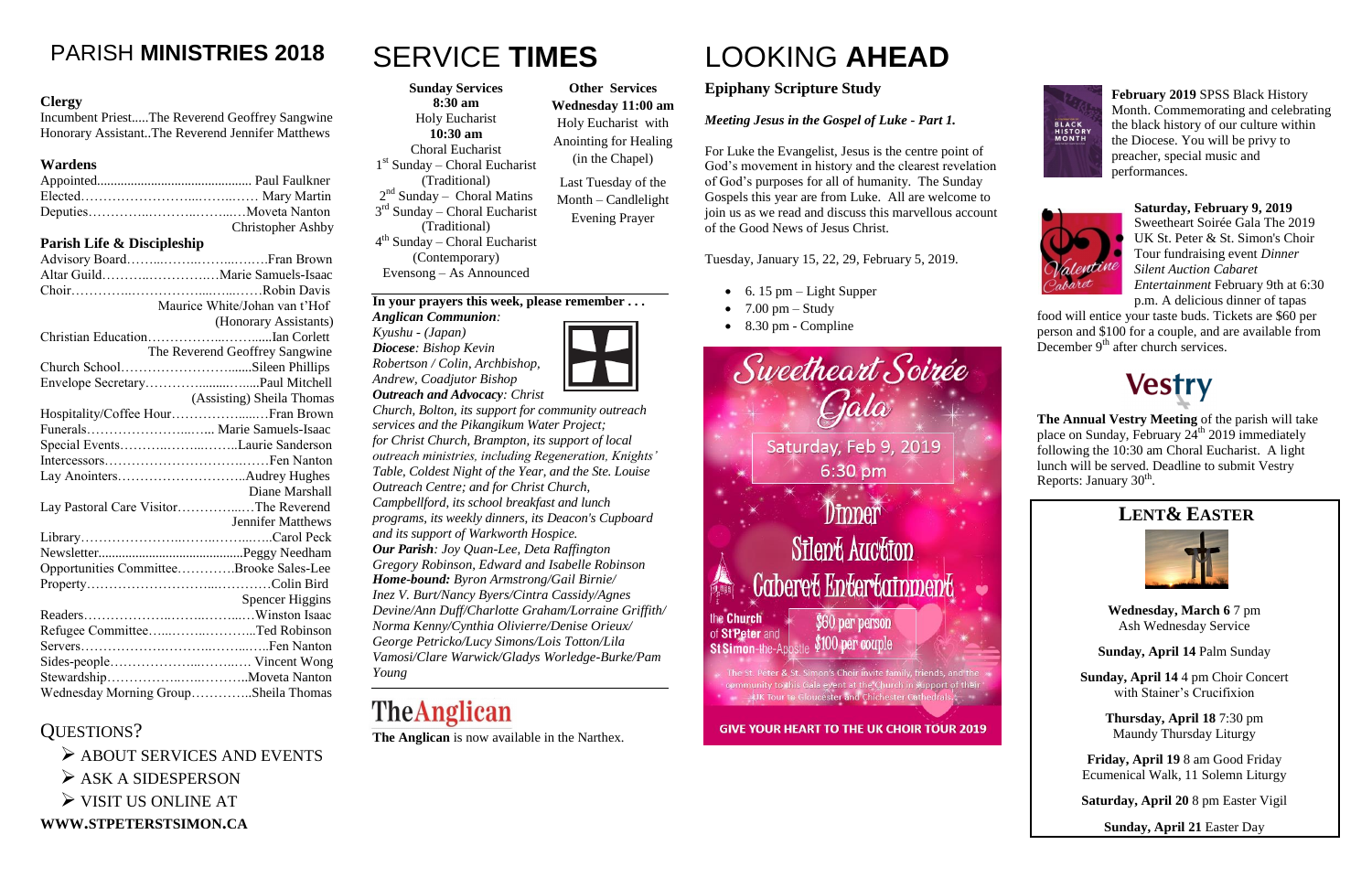# PARISH **MINISTRIES 2018**

### Clergy

Incumbent Priest.....The Reverend Geoffrey Sangwine
Honorary Assistant..The Reverend Jennifer Matthews

### Wardens

Appointed............................................. Paul Faulkner
Elected……………………...……..…… Mary Martin
Deputies…………..……….……...…Moveta Nanton
Christopher Ashby

### Parish Life & Discipleship

Advisory Board……...……..……...…….Fran Brown
Altar Guild………..……………Marie Samuels-Isaac
Choir…………..……………...…...……Robin Davis
Maurice White/Johan van t'Hof (Honorary Assistants)
Christian Education……………..……......Ian Corlett
The Reverend Geoffrey Sangwine
Church School……………………......Sileen Phillips
Envelope Secretary…………........…......Paul Mitchell
(Assisting) Sheila Thomas
Hospitality/Coffee Hour………………....…Fran Brown
Funerals…………………...….... Marie Samuels-Isaac
Special Events………..……...……..Laurie Sanderson
Intercessors……………………………..…Fen Nanton
Lay Anointers………………………..Audrey Hughes
Diane Marshall
Lay Pastoral Care Visitor…………..…The Reverend Jennifer Matthews
Library…………………..…..……...…..Carol Peck
Newsletter...........................................Peggy Needham
Opportunities Committee………….Brooke Sales-Lee
Property……………………...…………Colin Bird
Spencer Higgins
Readers………………..……..……..…Winston Isaac
Refugee Committee…..……..………...Ted Robinson
Servers…………………….………...…..Fen Nanton
Sides-people………………...……..… Vincent Wong
Stewardship……………..……..……...Moveta Nanton
Wednesday Morning Group…………..Sheila Thomas

## QUESTIONS?

- ABOUT SERVICES AND EVENTS
- ASK A SIDESPERSON
- VISIT US ONLINE AT

**WWW.STPETERSTSIMON.CA**

# SERVICE **TIMES**

**Sunday Services**
**8:30 am**
Holy Eucharist
**10:30 am**
Choral Eucharist
1st Sunday – Choral Eucharist (Traditional)
2nd Sunday – Choral Matins
3rd Sunday – Choral Eucharist (Traditional)
4th Sunday – Choral Eucharist (Contemporary)
Evensong – As Announced

**Other Services**
**Wednesday 11:00 am**
Holy Eucharist with Anointing for Healing (in the Chapel)

Last Tuesday of the Month – Candlelight Evening Prayer

**In your prayers this week, please remember . . .**

***Anglican Communion****:* *Kyushu - (Japan)*
***Diocese****: Bishop Kevin Robertson / Colin, Archbishop, Andrew, Coadjutor Bishop*
***Outreach and Advocacy****: Christ Church, Bolton, its support for community outreach services and the Pikangikum Water Project; for Christ Church, Brampton, its support of local outreach ministries, including Regeneration, Knights' Table, Coldest Night of the Year, and the Ste. Louise Outreach Centre; and for Christ Church, Campbellford, its school breakfast and lunch programs, its weekly dinners, its Deacon's Cupboard and its support of Warkworth Hospice.*
***Our Parish****: Joy Quan-Lee, Deta Raffington Gregory Robinson, Edward and Isabelle Robinson*
***Home-bound:*** *Byron Armstrong/Gail Birnie/ Inez V. Burt/Nancy Byers/Cintra Cassidy/Agnes Devine/Ann Duff/Charlotte Graham/Lorraine Griffith/ Norma Kenny/Cynthia Olivierre/Denise Orieux/ George Petricko/Lucy Simons/Lois Totton/Lila Vamosi/Clare Warwick/Gladys Worledge-Burke/Pam Young*

**TheAnglican**

**The Anglican** is now available in the Narthex.

# LOOKING **AHEAD**

### Epiphany Scripture Study

*Meeting Jesus in the Gospel of Luke - Part 1.*

For Luke the Evangelist, Jesus is the centre point of God's movement in history and the clearest revelation of God's purposes for all of humanity. The Sunday Gospels this year are from Luke. All are welcome to join us as we read and discuss this marvellous account of the Good News of Jesus Christ.

Tuesday, January 15, 22, 29, February 5, 2019.

- 6. 15 pm – Light Supper
- 7.00 pm – Study
- 8.30 pm - Compline

Sweetheart Soirée Gala
Saturday, Feb 9, 2019
6:30 pm
Dinner
Silent Auction
Cabaret Entertainment
the Church of St Peter and St Simon-the-Apostle
$60 per person
$100 per couple
The St. Peter & St. Simon's Choir invite family, friends, and the community to this Gala event at the Church in support of their UK Tour to Gloucester and Chichester Cathedrals.
GIVE YOUR HEART TO THE UK CHOIR TOUR 2019

**February 2019** SPSS Black History Month. Commemorating and celebrating the black history of our culture within the Diocese. You will be privy to preacher, special music and performances.

**Saturday, February 9, 2019**
Sweetheart Soirée Gala The 2019 UK St. Peter & St. Simon's Choir Tour fundraising event *Dinner Silent Auction Cabaret Entertainment* February 9th at 6:30 p.m. A delicious dinner of tapas food will entice your taste buds. Tickets are $60 per person and $100 for a couple, and are available from December 9th after church services.

**Vestry**

**The Annual Vestry Meeting** of the parish will take place on Sunday, February 24th 2019 immediately following the 10:30 am Choral Eucharist. A light lunch will be served. Deadline to submit Vestry Reports: January 30th.

## LENT& EASTER

**Wednesday, March 6** 7 pm
Ash Wednesday Service

**Sunday, April 14** Palm Sunday

**Sunday, April 14** 4 pm Choir Concert with Stainer's Crucifixion

**Thursday, April 18** 7:30 pm
Maundy Thursday Liturgy

**Friday, April 19** 8 am Good Friday Ecumenical Walk, 11 Solemn Liturgy

**Saturday, April 20** 8 pm Easter Vigil

**Sunday, April 21** Easter Day